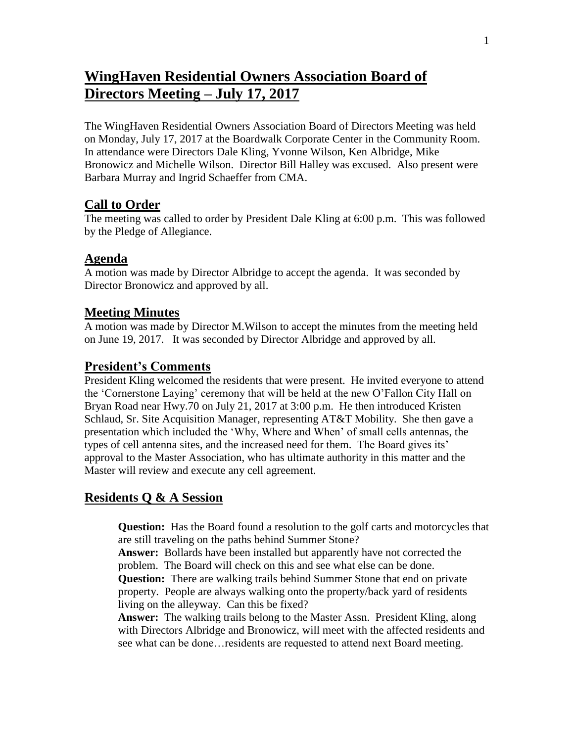# WingHaven Residential Owners Association Board of Directors Meeting – July 17, 2017

The WingHaven Residential Owners Association Board of Directors Meeting was held on Monday, July 17, 2017 at the Boardwalk Corporate Center in the Community Room. In attendance were Directors Dale Kling, Yvonne Wilson, Ken Albridge, Mike Bronowicz and Michelle Wilson. Director Bill Halley was excused. Also present were Barbara Murray and Ingrid Schaeffer from CMA.

## Call to Order

The meeting was called to order by President Dale Kling at 6:00 p.m. This was followed by the Pledge of Allegiance.

## Agenda

A motion was made by Director Albridge to accept the agenda. It was seconded by Director Bronowicz and approved by all.

## Meeting Minutes

A motion was made by Director M.Wilson to accept the minutes from the meeting held on June 19, 2017. It was seconded by Director Albridge and approved by all.

## President's Comments

President Kling welcomed the residents that were present. He invited everyone to attend the 'Cornerstone Laying' ceremony that will be held at the new O'Fallon City Hall on Bryan Road near Hwy.70 on July 21, 2017 at 3:00 p.m. He then introduced Kristen Schlaud, Sr. Site Acquisition Manager, representing AT&T Mobility. She then gave a presentation which included the 'Why, Where and When' of small cells antennas, the types of cell antenna sites, and the increased need for them. The Board gives its' approval to the Master Association, who has ultimate authority in this matter and the Master will review and execute any cell agreement.

## Residents Q & A Session

**Question:** Has the Board found a resolution to the golf carts and motorcycles that are still traveling on the paths behind Summer Stone?
**Answer:** Bollards have been installed but apparently have not corrected the problem. The Board will check on this and see what else can be done.
**Question:** There are walking trails behind Summer Stone that end on private property. People are always walking onto the property/back yard of residents living on the alleyway. Can this be fixed?
**Answer:** The walking trails belong to the Master Assn. President Kling, along with Directors Albridge and Bronowicz, will meet with the affected residents and see what can be done…residents are requested to attend next Board meeting.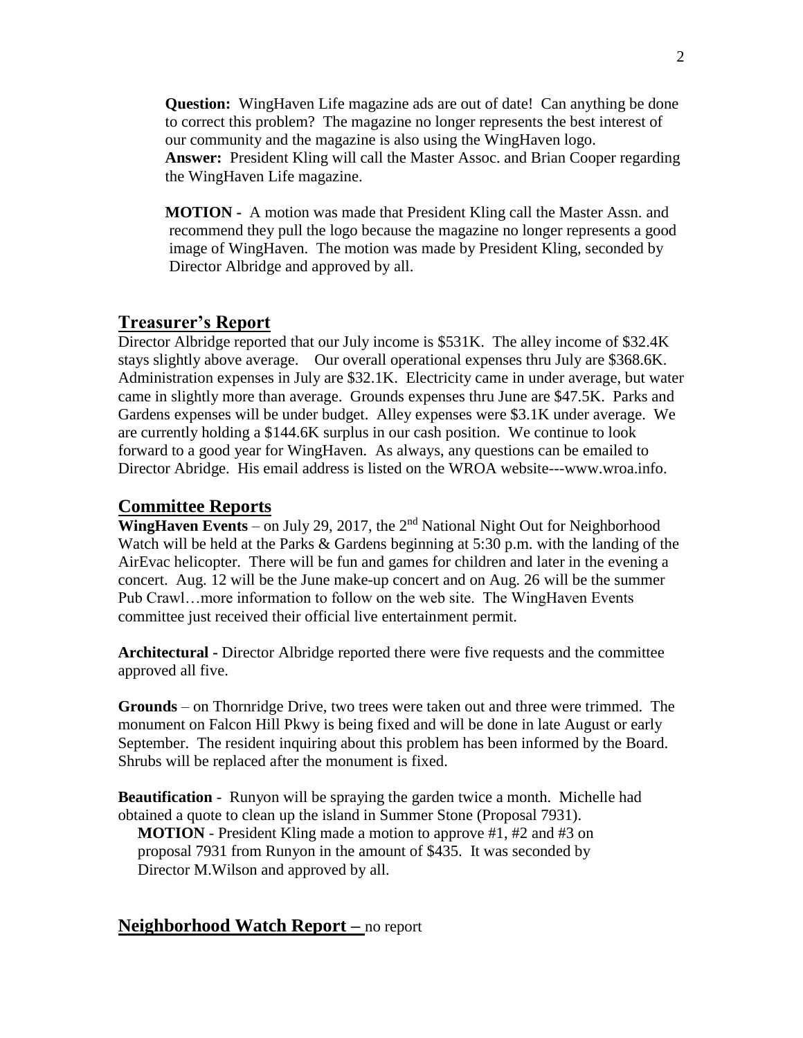**Question:** WingHaven Life magazine ads are out of date! Can anything be done to correct this problem? The magazine no longer represents the best interest of our community and the magazine is also using the WingHaven logo.
**Answer:** President Kling will call the Master Assoc. and Brian Cooper regarding the WingHaven Life magazine.

**MOTION -** A motion was made that President Kling call the Master Assn. and recommend they pull the logo because the magazine no longer represents a good image of WingHaven. The motion was made by President Kling, seconded by Director Albridge and approved by all.

## Treasurer's Report

Director Albridge reported that our July income is $531K. The alley income of $32.4K stays slightly above average. Our overall operational expenses thru July are $368.6K. Administration expenses in July are $32.1K. Electricity came in under average, but water came in slightly more than average. Grounds expenses thru June are $47.5K. Parks and Gardens expenses will be under budget. Alley expenses were $3.1K under average. We are currently holding a $144.6K surplus in our cash position. We continue to look forward to a good year for WingHaven. As always, any questions can be emailed to Director Abridge. His email address is listed on the WROA website---www.wroa.info.

## Committee Reports

**WingHaven Events** – on July 29, 2017, the 2nd National Night Out for Neighborhood Watch will be held at the Parks & Gardens beginning at 5:30 p.m. with the landing of the AirEvac helicopter. There will be fun and games for children and later in the evening a concert. Aug. 12 will be the June make-up concert and on Aug. 26 will be the summer Pub Crawl…more information to follow on the web site. The WingHaven Events committee just received their official live entertainment permit.

**Architectural -** Director Albridge reported there were five requests and the committee approved all five.

**Grounds** – on Thornridge Drive, two trees were taken out and three were trimmed. The monument on Falcon Hill Pkwy is being fixed and will be done in late August or early September. The resident inquiring about this problem has been informed by the Board. Shrubs will be replaced after the monument is fixed.

**Beautification** - Runyon will be spraying the garden twice a month. Michelle had obtained a quote to clean up the island in Summer Stone (Proposal 7931).

**MOTION** - President Kling made a motion to approve #1, #2 and #3 on proposal 7931 from Runyon in the amount of $435. It was seconded by Director M.Wilson and approved by all.

## Neighborhood Watch Report – no report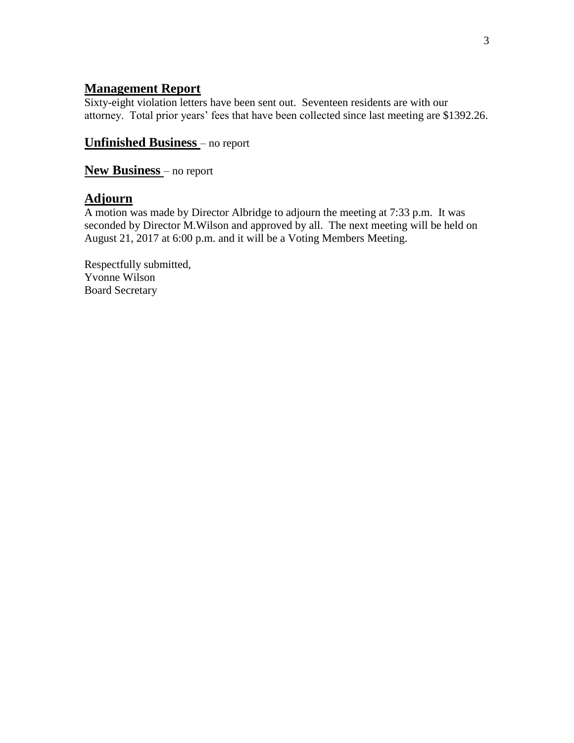## Management Report

Sixty-eight violation letters have been sent out. Seventeen residents are with our attorney. Total prior years' fees that have been collected since last meeting are $1392.26.

## Unfinished Business – no report

## New Business – no report

## Adjourn

A motion was made by Director Albridge to adjourn the meeting at 7:33 p.m. It was seconded by Director M.Wilson and approved by all. The next meeting will be held on August 21, 2017 at 6:00 p.m. and it will be a Voting Members Meeting.

Respectfully submitted,
Yvonne Wilson
Board Secretary